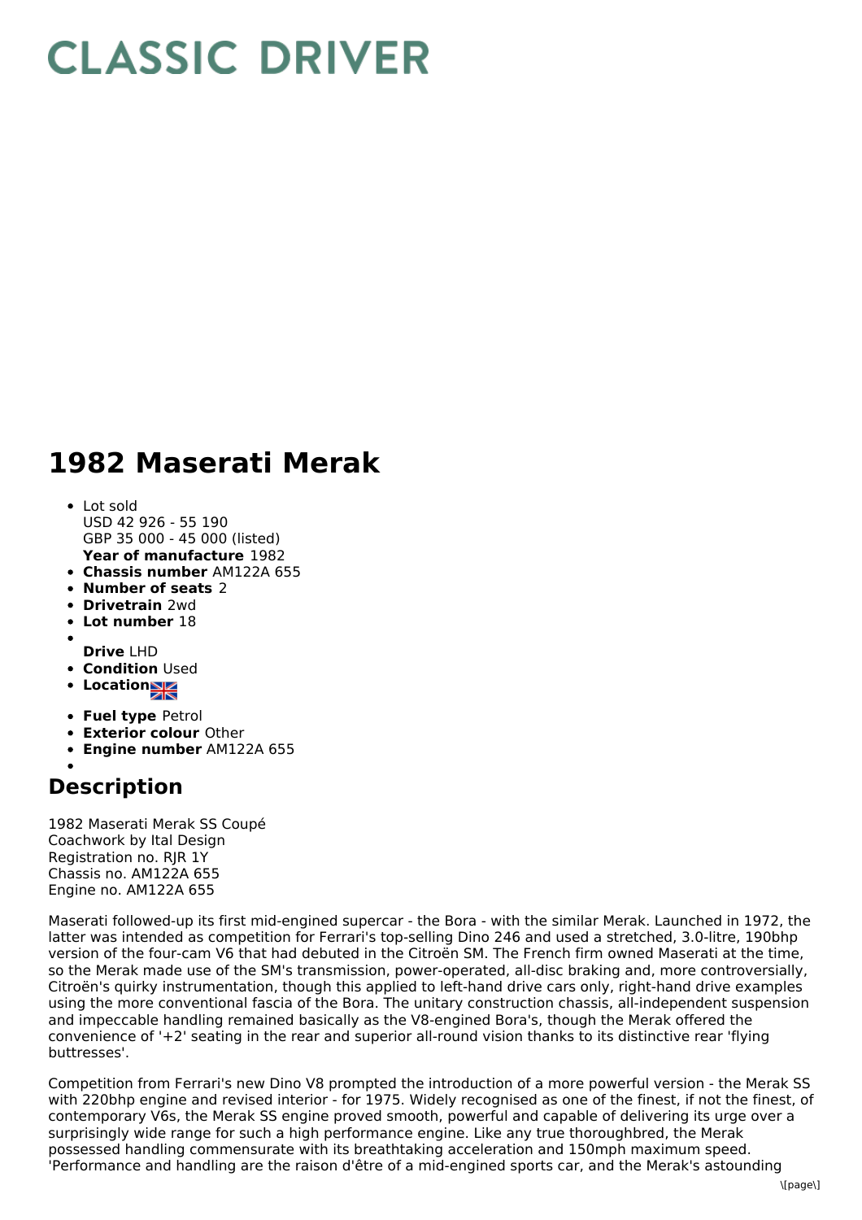# CLASSIC DRIVER

# 1982 Maserati Merak

- Lot sold
  USD 42 926 - 55 190
  GBP 35 000 - 45 000 (listed)
  **Year of manufacture** 1982
- **Chassis number** AM122A 655
- **Number of seats** 2
- **Drivetrain** 2wd
- **Lot number** 18
- **Drive** LHD
- **Condition** Used
- **Location**
- **Fuel type** Petrol
- **Exterior colour** Other
- **Engine number** AM122A 655

## Description

1982 Maserati Merak SS Coupé
Coachwork by Ital Design
Registration no. RJR 1Y
Chassis no. AM122A 655
Engine no. AM122A 655

Maserati followed-up its first mid-engined supercar - the Bora - with the similar Merak. Launched in 1972, the latter was intended as competition for Ferrari's top-selling Dino 246 and used a stretched, 3.0-litre, 190bhp version of the four-cam V6 that had debuted in the Citroën SM. The French firm owned Maserati at the time, so the Merak made use of the SM's transmission, power-operated, all-disc braking and, more controversially, Citroën's quirky instrumentation, though this applied to left-hand drive cars only, right-hand drive examples using the more conventional fascia of the Bora. The unitary construction chassis, all-independent suspension and impeccable handling remained basically as the V8-engined Bora's, though the Merak offered the convenience of '+2' seating in the rear and superior all-round vision thanks to its distinctive rear 'flying buttresses'.

Competition from Ferrari's new Dino V8 prompted the introduction of a more powerful version - the Merak SS with 220bhp engine and revised interior - for 1975. Widely recognised as one of the finest, if not the finest, of contemporary V6s, the Merak SS engine proved smooth, powerful and capable of delivering its urge over a surprisingly wide range for such a high performance engine. Like any true thoroughbred, the Merak possessed handling commensurate with its breathtaking acceleration and 150mph maximum speed. 'Performance and handling are the raison d'être of a mid-engined sports car, and the Merak's astounding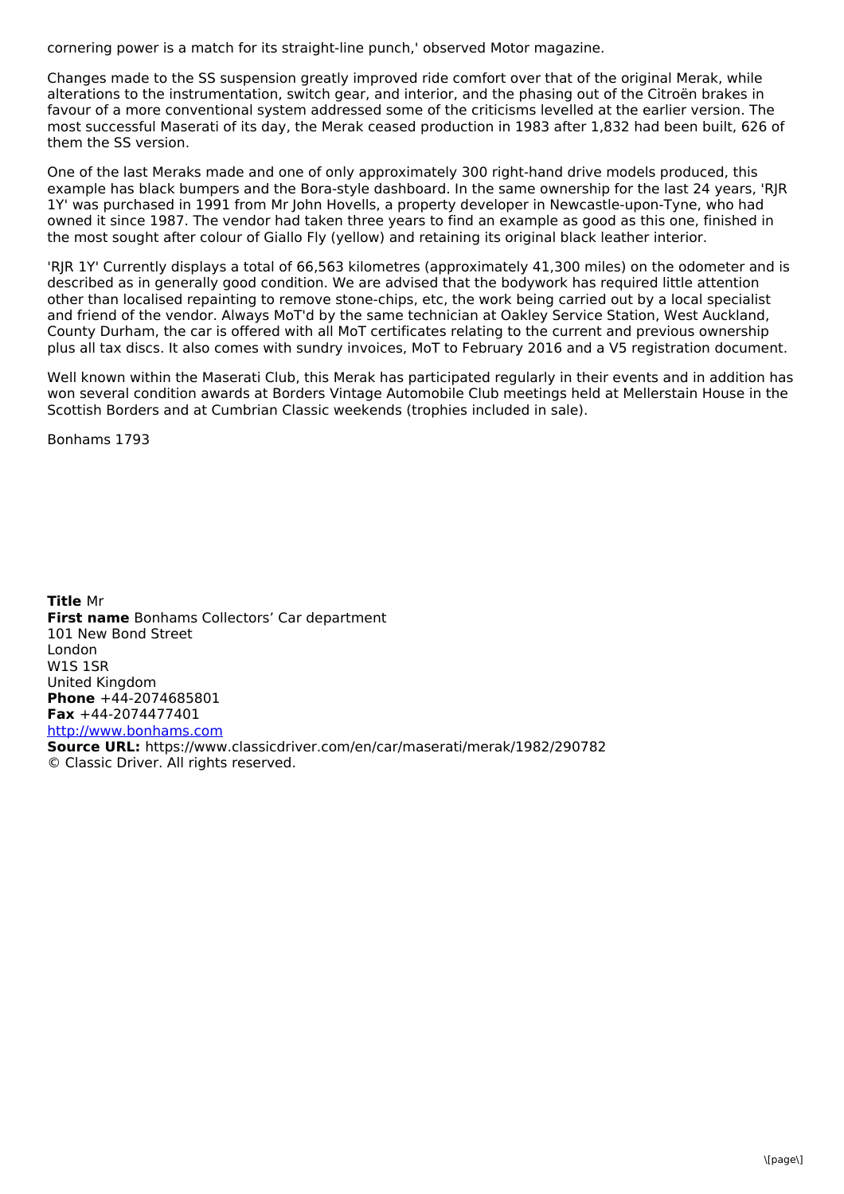cornering power is a match for its straight-line punch,' observed Motor magazine.

Changes made to the SS suspension greatly improved ride comfort over that of the original Merak, while alterations to the instrumentation, switch gear, and interior, and the phasing out of the Citroën brakes in favour of a more conventional system addressed some of the criticisms levelled at the earlier version. The most successful Maserati of its day, the Merak ceased production in 1983 after 1,832 had been built, 626 of them the SS version.

One of the last Meraks made and one of only approximately 300 right-hand drive models produced, this example has black bumpers and the Bora-style dashboard. In the same ownership for the last 24 years, 'RJR 1Y' was purchased in 1991 from Mr John Hovells, a property developer in Newcastle-upon-Tyne, who had owned it since 1987. The vendor had taken three years to find an example as good as this one, finished in the most sought after colour of Giallo Fly (yellow) and retaining its original black leather interior.

'RJR 1Y' Currently displays a total of 66,563 kilometres (approximately 41,300 miles) on the odometer and is described as in generally good condition. We are advised that the bodywork has required little attention other than localised repainting to remove stone-chips, etc, the work being carried out by a local specialist and friend of the vendor. Always MoT'd by the same technician at Oakley Service Station, West Auckland, County Durham, the car is offered with all MoT certificates relating to the current and previous ownership plus all tax discs. It also comes with sundry invoices, MoT to February 2016 and a V5 registration document.

Well known within the Maserati Club, this Merak has participated regularly in their events and in addition has won several condition awards at Borders Vintage Automobile Club meetings held at Mellerstain House in the Scottish Borders and at Cumbrian Classic weekends (trophies included in sale).

Bonhams 1793

**Title** Mr
**First name** Bonhams Collectors' Car department
101 New Bond Street
London
W1S 1SR
United Kingdom
**Phone** +44-2074685801
**Fax** +44-2074477401
http://www.bonhams.com
**Source URL:** https://www.classicdriver.com/en/car/maserati/merak/1982/290782
© Classic Driver. All rights reserved.